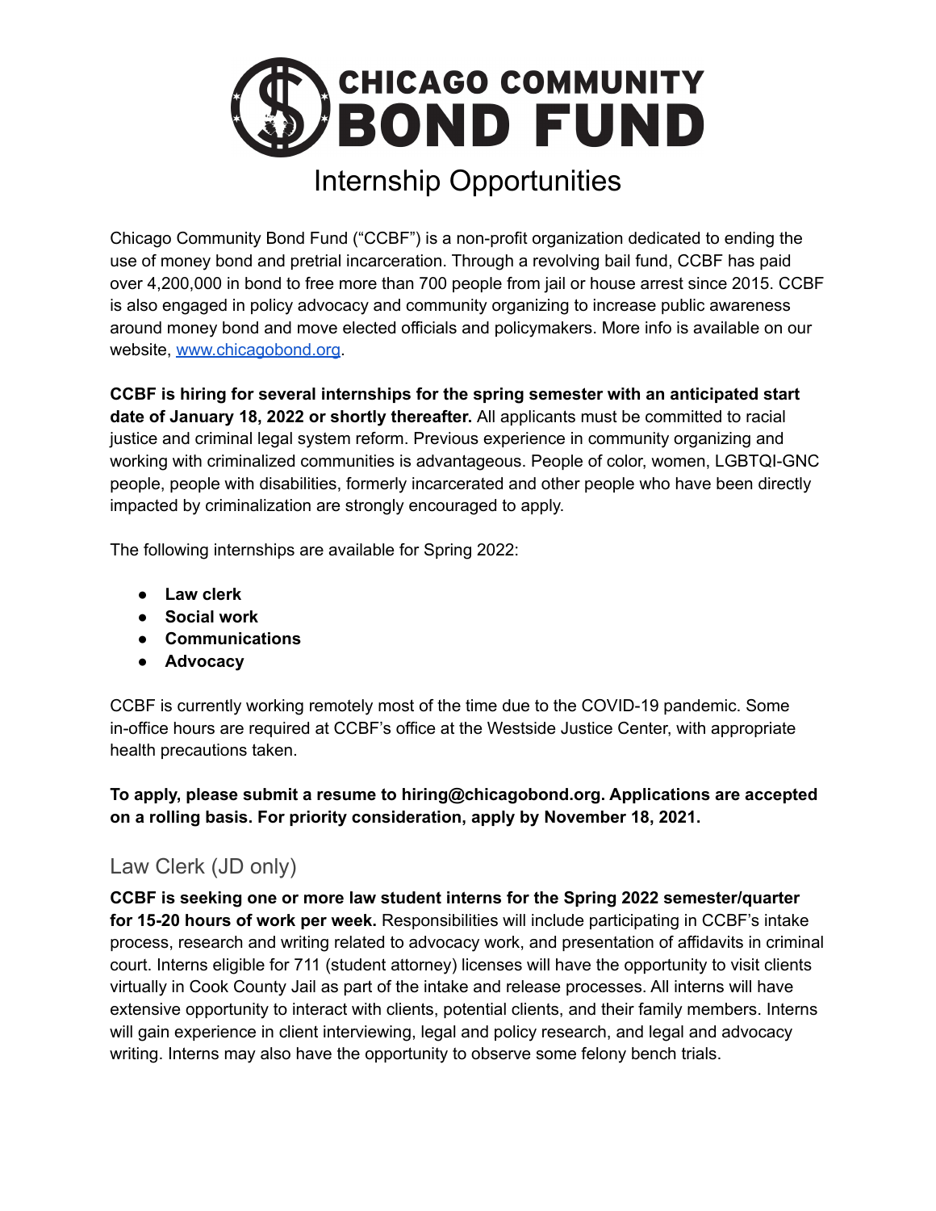# CHICAGO COMMUNITY BOND FUND

## Internship Opportunities

Chicago Community Bond Fund ("CCBF") is a non-profit organization dedicated to ending the use of money bond and pretrial incarceration. Through a revolving bail fund, CCBF has paid over 4,200,000 in bond to free more than 700 people from jail or house arrest since 2015. CCBF is also engaged in policy advocacy and community organizing to increase public awareness around money bond and move elected officials and policymakers. More info is available on our website, [www.chicagobond.org](http://www.chicagobond.org).

**CCBF is hiring for several internships for the spring semester with an anticipated start date of January 18, 2022 or shortly thereafter.** All applicants must be committed to racial justice and criminal legal system reform. Previous experience in community organizing and working with criminalized communities is advantageous. People of color, women, LGBTQI-GNC people, people with disabilities, formerly incarcerated and other people who have been directly impacted by criminalization are strongly encouraged to apply.

The following internships are available for Spring 2022:

- **Law clerk**
- **Social work**
- **Communications**
- **Advocacy**

CCBF is currently working remotely most of the time due to the COVID-19 pandemic. Some in-office hours are required at CCBF's office at the Westside Justice Center, with appropriate health precautions taken.

**To apply, please submit a resume to hiring@chicagobond.org. Applications are accepted on a rolling basis. For priority consideration, apply by November 18, 2021.**

### Law Clerk (JD only)

**CCBF is seeking one or more law student interns for the Spring 2022 semester/quarter for 15-20 hours of work per week.** Responsibilities will include participating in CCBF's intake process, research and writing related to advocacy work, and presentation of affidavits in criminal court. Interns eligible for 711 (student attorney) licenses will have the opportunity to visit clients virtually in Cook County Jail as part of the intake and release processes. All interns will have extensive opportunity to interact with clients, potential clients, and their family members. Interns will gain experience in client interviewing, legal and policy research, and legal and advocacy writing. Interns may also have the opportunity to observe some felony bench trials.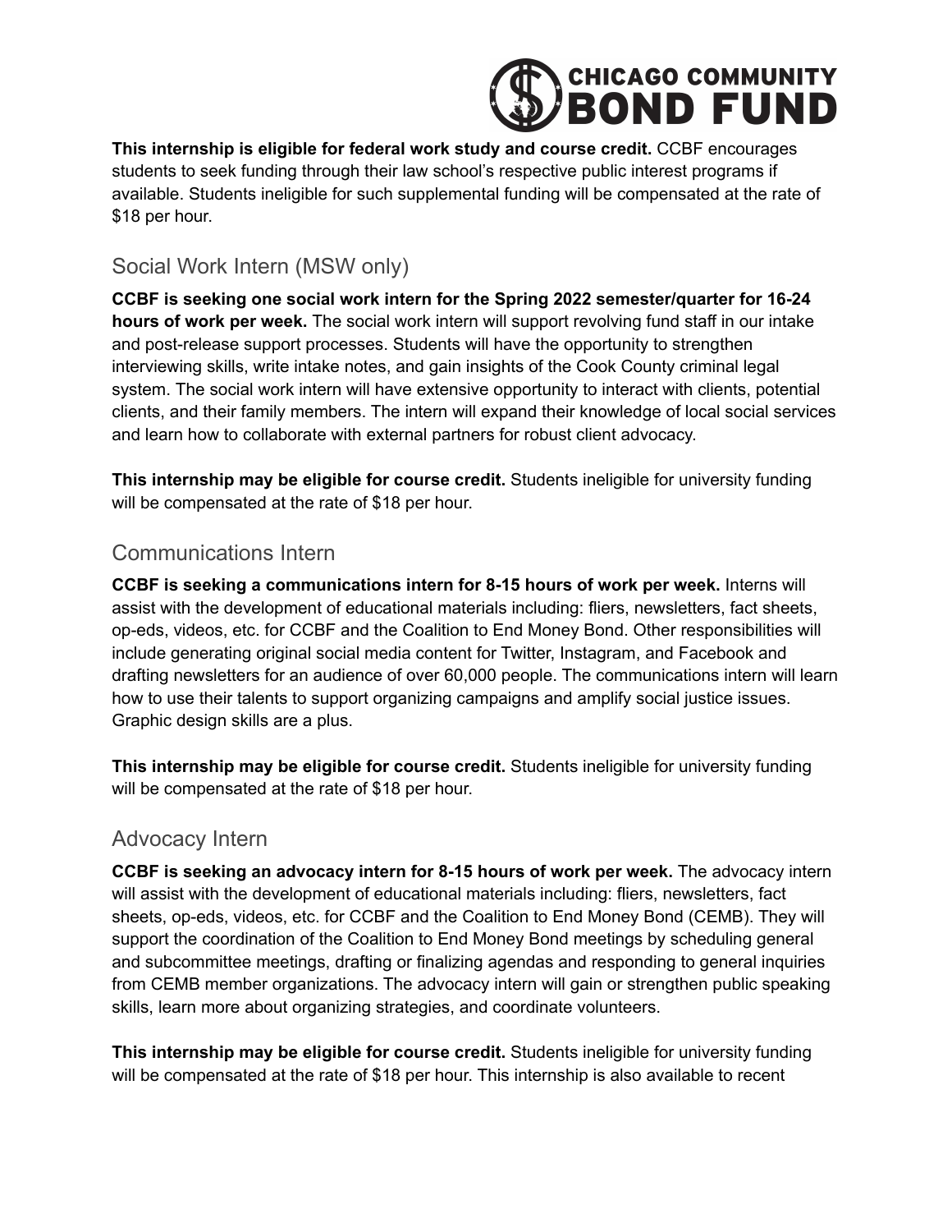**This internship is eligible for federal work study and course credit.** CCBF encourages students to seek funding through their law school's respective public interest programs if available. Students ineligible for such supplemental funding will be compensated at the rate of $18 per hour.

## Social Work Intern (MSW only)

**CCBF is seeking one social work intern for the Spring 2022 semester/quarter for 16-24 hours of work per week.** The social work intern will support revolving fund staff in our intake and post-release support processes. Students will have the opportunity to strengthen interviewing skills, write intake notes, and gain insights of the Cook County criminal legal system. The social work intern will have extensive opportunity to interact with clients, potential clients, and their family members. The intern will expand their knowledge of local social services and learn how to collaborate with external partners for robust client advocacy.

**This internship may be eligible for course credit.** Students ineligible for university funding will be compensated at the rate of $18 per hour.

## Communications Intern

**CCBF is seeking a communications intern for 8-15 hours of work per week.** Interns will assist with the development of educational materials including: fliers, newsletters, fact sheets, op-eds, videos, etc. for CCBF and the Coalition to End Money Bond. Other responsibilities will include generating original social media content for Twitter, Instagram, and Facebook and drafting newsletters for an audience of over 60,000 people. The communications intern will learn how to use their talents to support organizing campaigns and amplify social justice issues. Graphic design skills are a plus.

**This internship may be eligible for course credit.** Students ineligible for university funding will be compensated at the rate of $18 per hour.

## Advocacy Intern

**CCBF is seeking an advocacy intern for 8-15 hours of work per week.** The advocacy intern will assist with the development of educational materials including: fliers, newsletters, fact sheets, op-eds, videos, etc. for CCBF and the Coalition to End Money Bond (CEMB). They will support the coordination of the Coalition to End Money Bond meetings by scheduling general and subcommittee meetings, drafting or finalizing agendas and responding to general inquiries from CEMB member organizations. The advocacy intern will gain or strengthen public speaking skills, learn more about organizing strategies, and coordinate volunteers.

**This internship may be eligible for course credit.** Students ineligible for university funding will be compensated at the rate of $18 per hour. This internship is also available to recent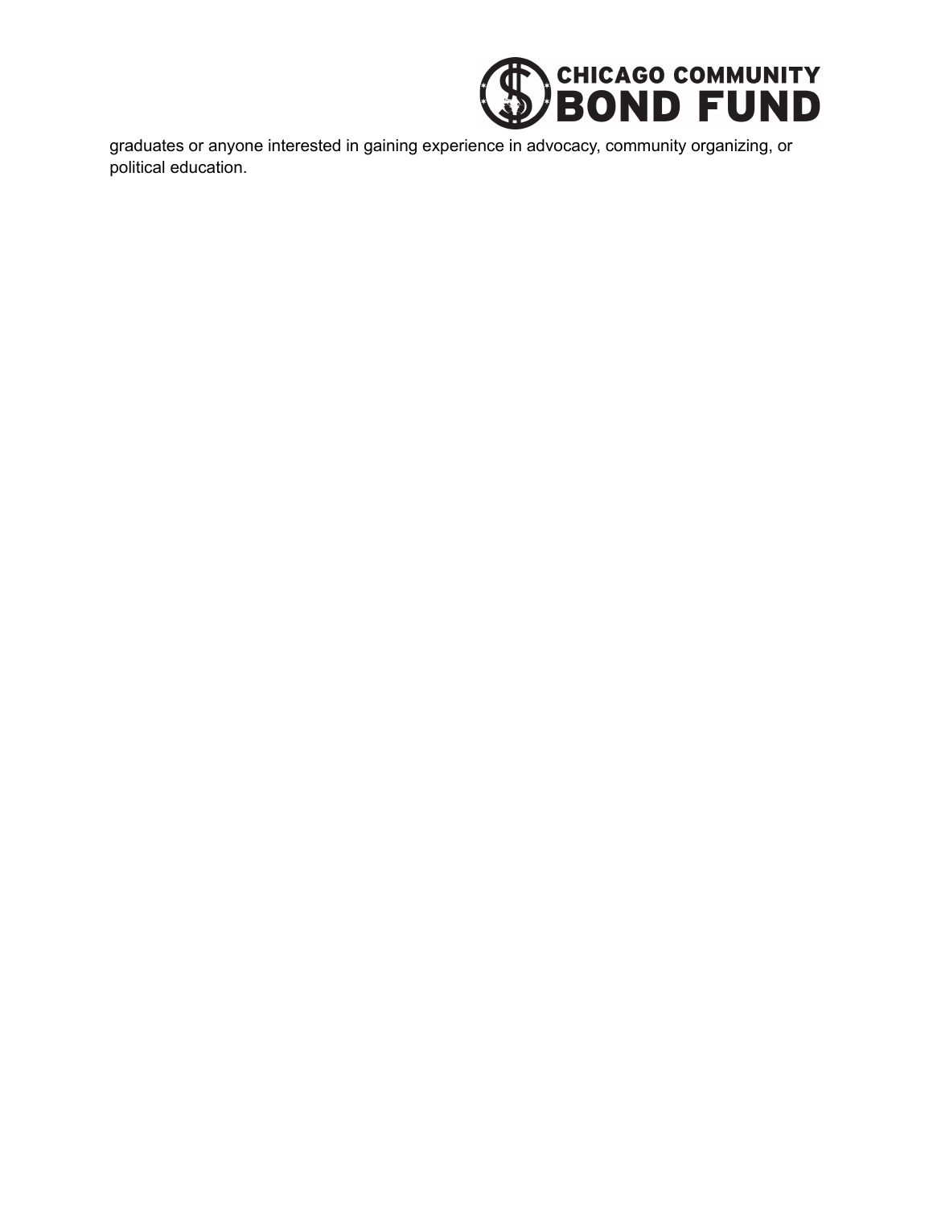graduates or anyone interested in gaining experience in advocacy, community organizing, or political education.